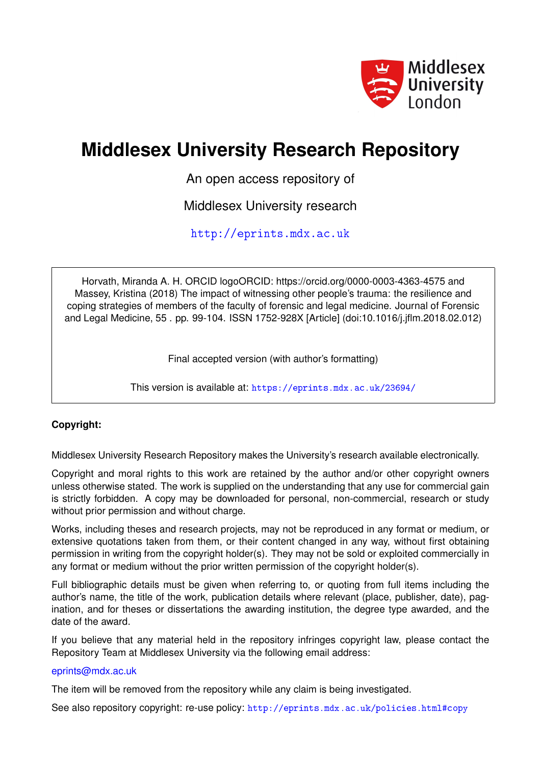Middlesex University London

# Middlesex University Research Repository

An open access repository of

Middlesex University research

http://eprints.mdx.ac.uk

Horvath, Miranda A. H. ORCID logoORCID: https://orcid.org/0000-0003-4363-4575 and Massey, Kristina (2018) The impact of witnessing other people's trauma: the resilience and coping strategies of members of the faculty of forensic and legal medicine. Journal of Forensic and Legal Medicine, 55 . pp. 99-104. ISSN 1752-928X [Article] (doi:10.1016/j.jflm.2018.02.012)

Final accepted version (with author's formatting)

This version is available at: https://eprints.mdx.ac.uk/23694/

**Copyright:**

Middlesex University Research Repository makes the University's research available electronically.

Copyright and moral rights to this work are retained by the author and/or other copyright owners unless otherwise stated. The work is supplied on the understanding that any use for commercial gain is strictly forbidden. A copy may be downloaded for personal, non-commercial, research or study without prior permission and without charge.

Works, including theses and research projects, may not be reproduced in any format or medium, or extensive quotations taken from them, or their content changed in any way, without first obtaining permission in writing from the copyright holder(s). They may not be sold or exploited commercially in any format or medium without the prior written permission of the copyright holder(s).

Full bibliographic details must be given when referring to, or quoting from full items including the author's name, the title of the work, publication details where relevant (place, publisher, date), pagination, and for theses or dissertations the awarding institution, the degree type awarded, and the date of the award.

If you believe that any material held in the repository infringes copyright law, please contact the Repository Team at Middlesex University via the following email address:

eprints@mdx.ac.uk

The item will be removed from the repository while any claim is being investigated.

See also repository copyright: re-use policy: http://eprints.mdx.ac.uk/policies.html#copy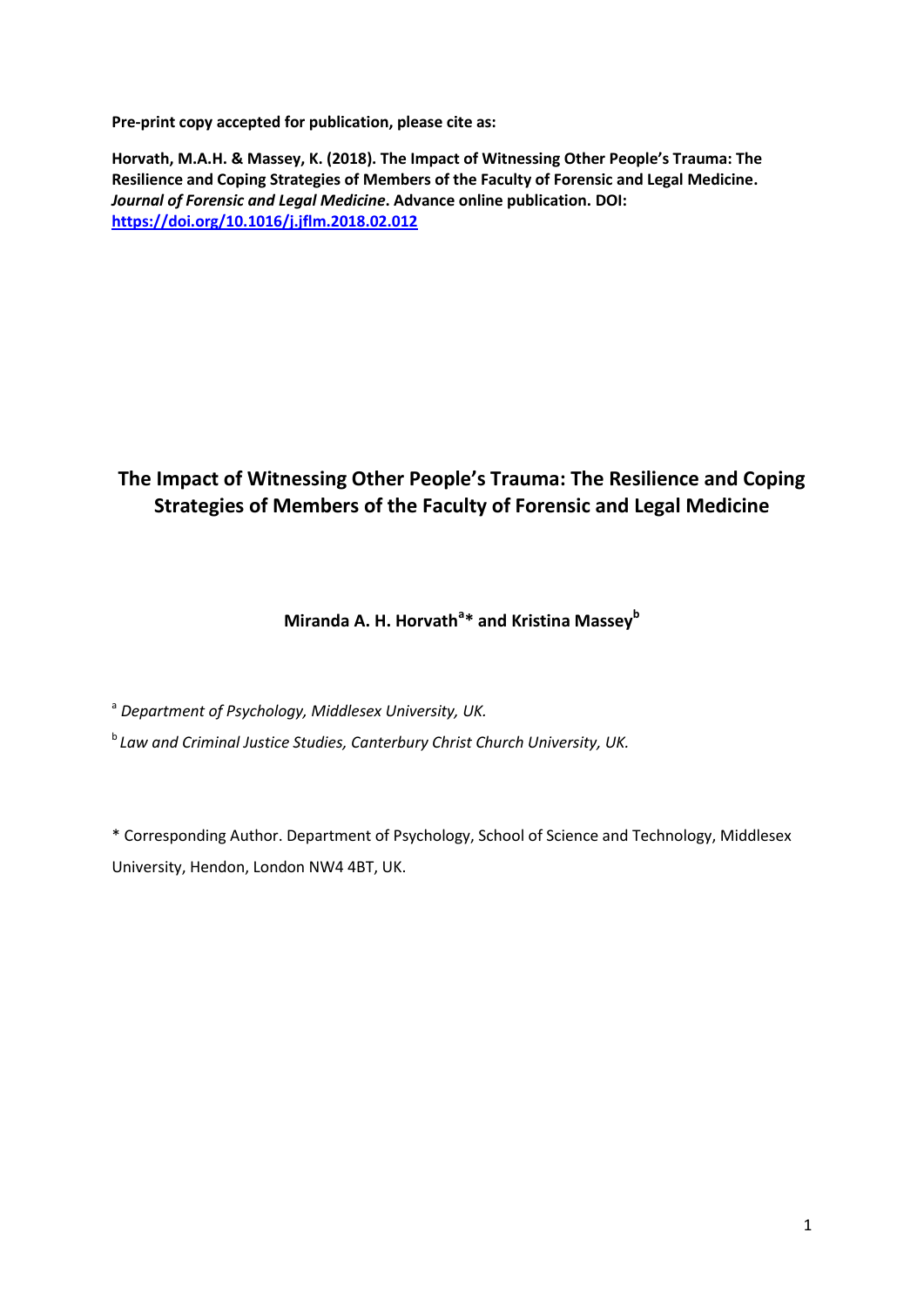**Pre-print copy accepted for publication, please cite as:**

**Horvath, M.A.H. & Massey, K. (2018). The Impact of Witnessing Other People's Trauma: The Resilience and Coping Strategies of Members of the Faculty of Forensic and Legal Medicine. *Journal of Forensic and Legal Medicine*. Advance online publication. DOI: [https://doi.org/10.1016/j.jflm.2018.02.012](https://doi.org/10.1016/j.jflm.2018.02.012)**

# The Impact of Witnessing Other People's Trauma: The Resilience and Coping Strategies of Members of the Faculty of Forensic and Legal Medicine

**Miranda A. H. Horvath[a]\* and Kristina Massey[b]**

[a] *Department of Psychology, Middlesex University, UK.*

[b] *Law and Criminal Justice Studies, Canterbury Christ Church University, UK.*

\* Corresponding Author. Department of Psychology, School of Science and Technology, Middlesex University, Hendon, London NW4 4BT, UK.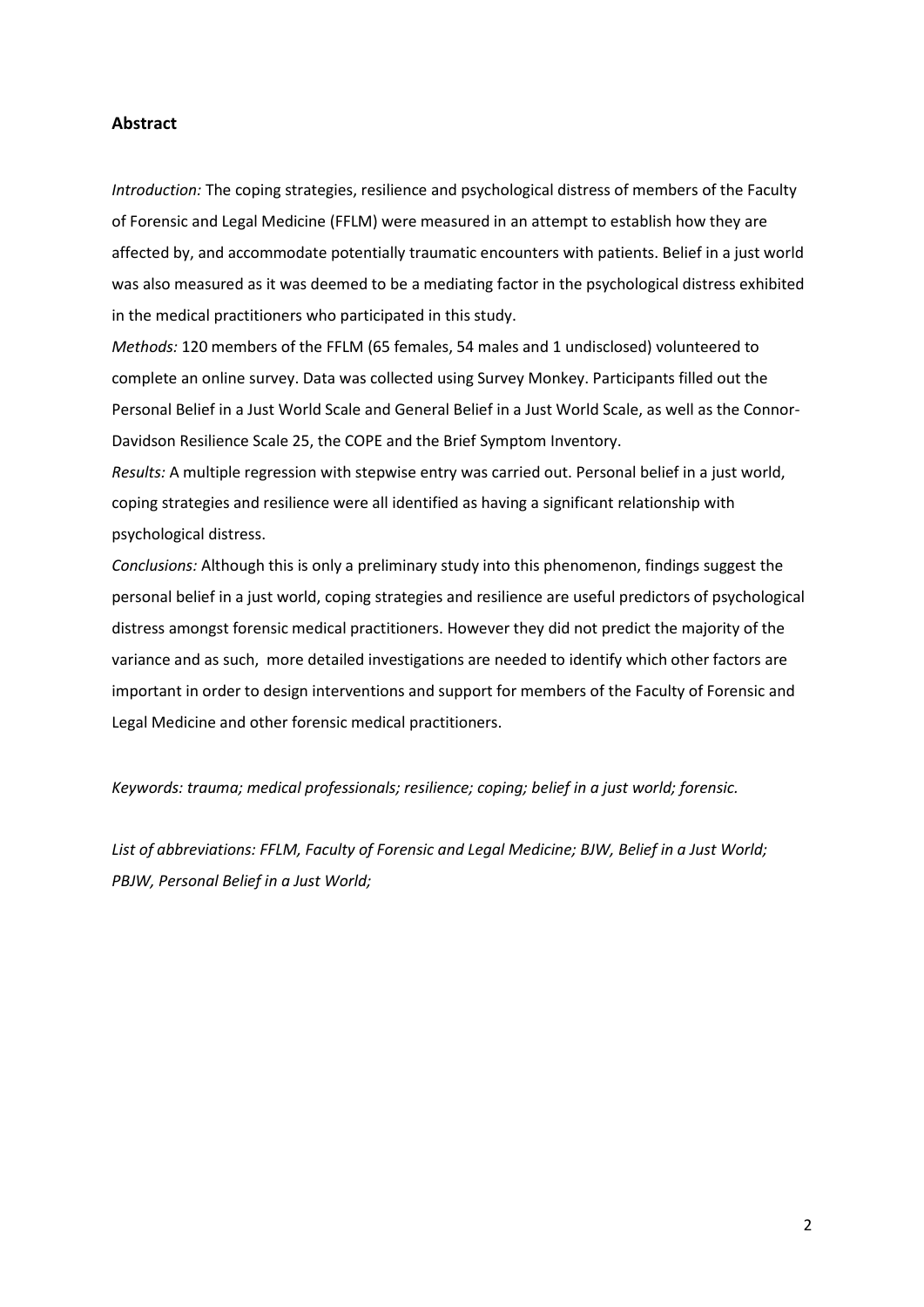## Abstract

*Introduction:* The coping strategies, resilience and psychological distress of members of the Faculty of Forensic and Legal Medicine (FFLM) were measured in an attempt to establish how they are affected by, and accommodate potentially traumatic encounters with patients. Belief in a just world was also measured as it was deemed to be a mediating factor in the psychological distress exhibited in the medical practitioners who participated in this study.

*Methods:* 120 members of the FFLM (65 females, 54 males and 1 undisclosed) volunteered to complete an online survey. Data was collected using Survey Monkey. Participants filled out the Personal Belief in a Just World Scale and General Belief in a Just World Scale, as well as the Connor-Davidson Resilience Scale 25, the COPE and the Brief Symptom Inventory.

*Results:* A multiple regression with stepwise entry was carried out. Personal belief in a just world, coping strategies and resilience were all identified as having a significant relationship with psychological distress.

*Conclusions:* Although this is only a preliminary study into this phenomenon, findings suggest the personal belief in a just world, coping strategies and resilience are useful predictors of psychological distress amongst forensic medical practitioners. However they did not predict the majority of the variance and as such, more detailed investigations are needed to identify which other factors are important in order to design interventions and support for members of the Faculty of Forensic and Legal Medicine and other forensic medical practitioners.

*Keywords: trauma; medical professionals; resilience; coping; belief in a just world; forensic.*

*List of abbreviations: FFLM, Faculty of Forensic and Legal Medicine; BJW, Belief in a Just World; PBJW, Personal Belief in a Just World;*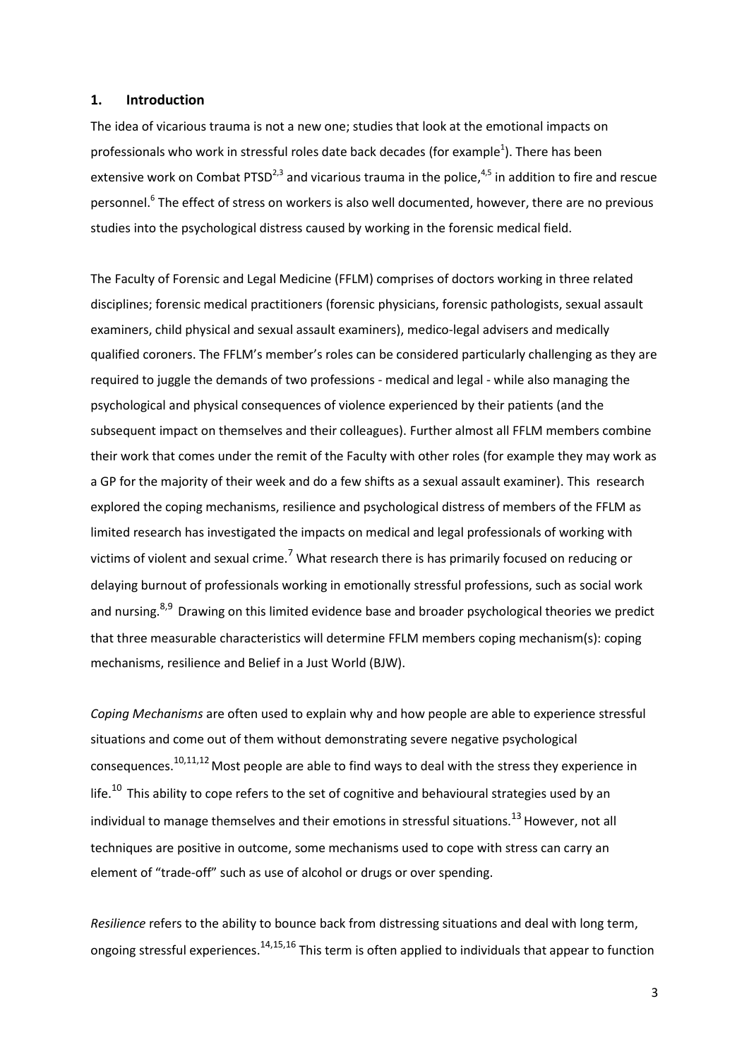## 1. Introduction

The idea of vicarious trauma is not a new one; studies that look at the emotional impacts on professionals who work in stressful roles date back decades (for example[1]). There has been extensive work on Combat PTSD[2,3] and vicarious trauma in the police,[4,5] in addition to fire and rescue personnel.[6] The effect of stress on workers is also well documented, however, there are no previous studies into the psychological distress caused by working in the forensic medical field.

The Faculty of Forensic and Legal Medicine (FFLM) comprises of doctors working in three related disciplines; forensic medical practitioners (forensic physicians, forensic pathologists, sexual assault examiners, child physical and sexual assault examiners), medico-legal advisers and medically qualified coroners. The FFLM's member's roles can be considered particularly challenging as they are required to juggle the demands of two professions - medical and legal - while also managing the psychological and physical consequences of violence experienced by their patients (and the subsequent impact on themselves and their colleagues). Further almost all FFLM members combine their work that comes under the remit of the Faculty with other roles (for example they may work as a GP for the majority of their week and do a few shifts as a sexual assault examiner). This research explored the coping mechanisms, resilience and psychological distress of members of the FFLM as limited research has investigated the impacts on medical and legal professionals of working with victims of violent and sexual crime.[7] What research there is has primarily focused on reducing or delaying burnout of professionals working in emotionally stressful professions, such as social work and nursing.[8,9] Drawing on this limited evidence base and broader psychological theories we predict that three measurable characteristics will determine FFLM members coping mechanism(s): coping mechanisms, resilience and Belief in a Just World (BJW).

*Coping Mechanisms* are often used to explain why and how people are able to experience stressful situations and come out of them without demonstrating severe negative psychological consequences.[10,11,12] Most people are able to find ways to deal with the stress they experience in life.[10] This ability to cope refers to the set of cognitive and behavioural strategies used by an individual to manage themselves and their emotions in stressful situations.[13] However, not all techniques are positive in outcome, some mechanisms used to cope with stress can carry an element of "trade-off" such as use of alcohol or drugs or over spending.

*Resilience* refers to the ability to bounce back from distressing situations and deal with long term, ongoing stressful experiences.[14,15,16] This term is often applied to individuals that appear to function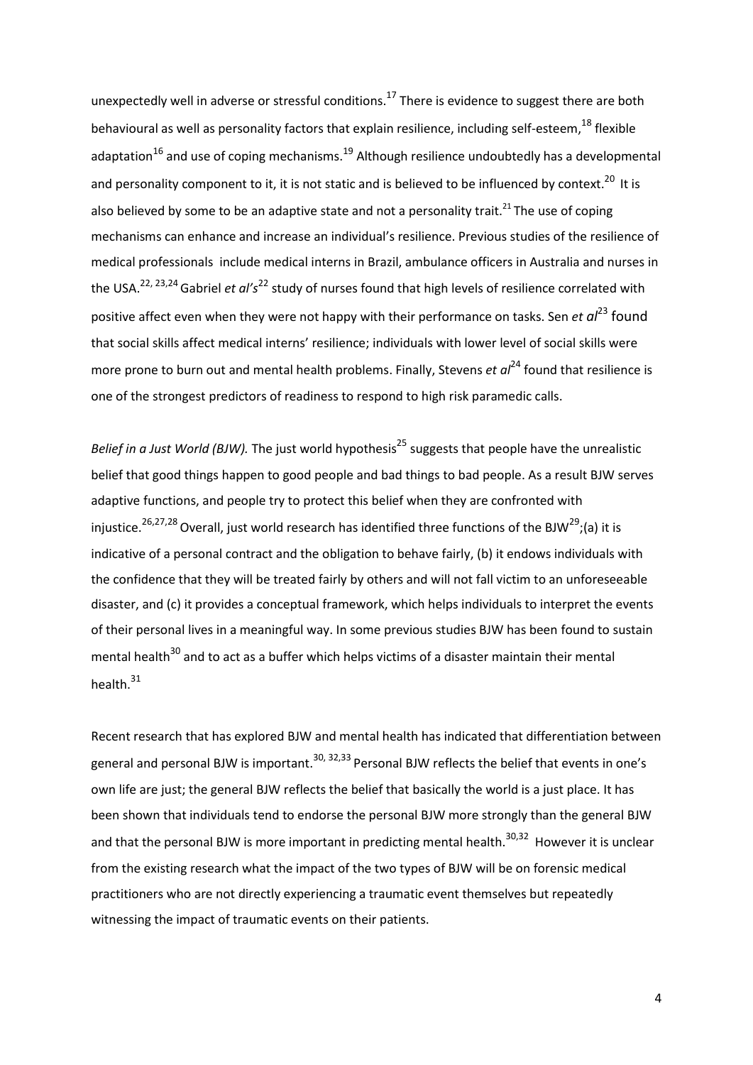unexpectedly well in adverse or stressful conditions.[17] There is evidence to suggest there are both behavioural as well as personality factors that explain resilience, including self-esteem,[18] flexible adaptation[16] and use of coping mechanisms.[19] Although resilience undoubtedly has a developmental and personality component to it, it is not static and is believed to be influenced by context.[20] It is also believed by some to be an adaptive state and not a personality trait.[21] The use of coping mechanisms can enhance and increase an individual's resilience. Previous studies of the resilience of medical professionals include medical interns in Brazil, ambulance officers in Australia and nurses in the USA.[22, 23,24] Gabriel *et al's*[22] study of nurses found that high levels of resilience correlated with positive affect even when they were not happy with their performance on tasks. Sen *et al*[23] found that social skills affect medical interns' resilience; individuals with lower level of social skills were more prone to burn out and mental health problems. Finally, Stevens *et al*[24] found that resilience is one of the strongest predictors of readiness to respond to high risk paramedic calls.

*Belief in a Just World (BJW).* The just world hypothesis[25] suggests that people have the unrealistic belief that good things happen to good people and bad things to bad people. As a result BJW serves adaptive functions, and people try to protect this belief when they are confronted with injustice.[26,27,28] Overall, just world research has identified three functions of the BJW[29];(a) it is indicative of a personal contract and the obligation to behave fairly, (b) it endows individuals with the confidence that they will be treated fairly by others and will not fall victim to an unforeseeable disaster, and (c) it provides a conceptual framework, which helps individuals to interpret the events of their personal lives in a meaningful way. In some previous studies BJW has been found to sustain mental health[30] and to act as a buffer which helps victims of a disaster maintain their mental health.[31]

Recent research that has explored BJW and mental health has indicated that differentiation between general and personal BJW is important.[30, 32,33] Personal BJW reflects the belief that events in one's own life are just; the general BJW reflects the belief that basically the world is a just place. It has been shown that individuals tend to endorse the personal BJW more strongly than the general BJW and that the personal BJW is more important in predicting mental health.[30,32] However it is unclear from the existing research what the impact of the two types of BJW will be on forensic medical practitioners who are not directly experiencing a traumatic event themselves but repeatedly witnessing the impact of traumatic events on their patients.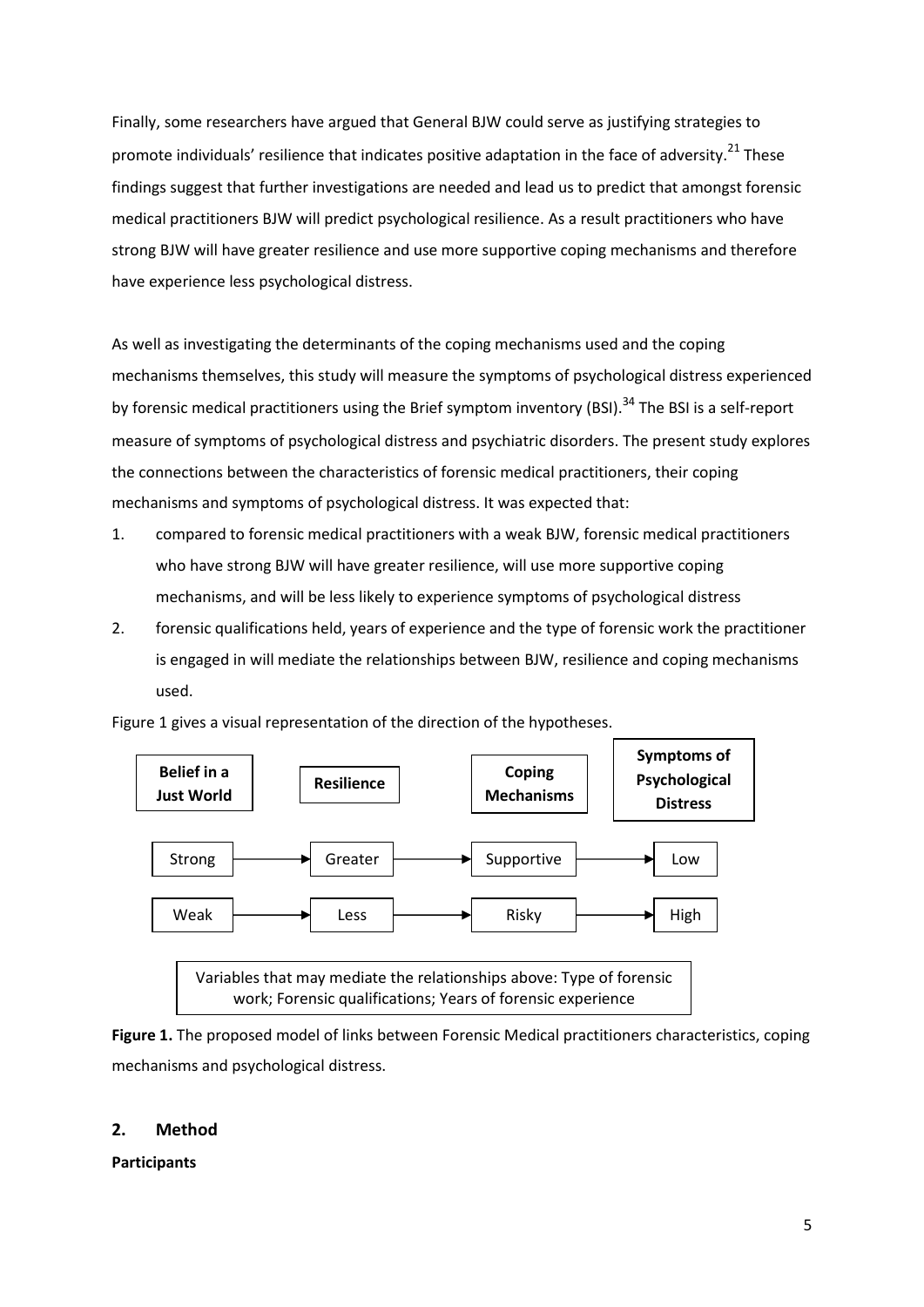Finally, some researchers have argued that General BJW could serve as justifying strategies to promote individuals' resilience that indicates positive adaptation in the face of adversity.[21] These findings suggest that further investigations are needed and lead us to predict that amongst forensic medical practitioners BJW will predict psychological resilience. As a result practitioners who have strong BJW will have greater resilience and use more supportive coping mechanisms and therefore have experience less psychological distress.

As well as investigating the determinants of the coping mechanisms used and the coping mechanisms themselves, this study will measure the symptoms of psychological distress experienced by forensic medical practitioners using the Brief symptom inventory (BSI).[34] The BSI is a self-report measure of symptoms of psychological distress and psychiatric disorders. The present study explores the connections between the characteristics of forensic medical practitioners, their coping mechanisms and symptoms of psychological distress. It was expected that:

1. compared to forensic medical practitioners with a weak BJW, forensic medical practitioners who have strong BJW will have greater resilience, will use more supportive coping mechanisms, and will be less likely to experience symptoms of psychological distress
2. forensic qualifications held, years of experience and the type of forensic work the practitioner is engaged in will mediate the relationships between BJW, resilience and coping mechanisms used.

Figure 1 gives a visual representation of the direction of the hypotheses.

| **Belief in a Just World** | **Resilience** | **Coping Mechanisms** | **Symptoms of Psychological Distress** |
|---|---|---|---|
| Strong → | Greater → | Supportive → | Low |
| Weak → | Less → | Risky → | High |

Variables that may mediate the relationships above: Type of forensic work; Forensic qualifications; Years of forensic experience

**Figure 1.** The proposed model of links between Forensic Medical practitioners characteristics, coping mechanisms and psychological distress.

## 2. Method

**Participants**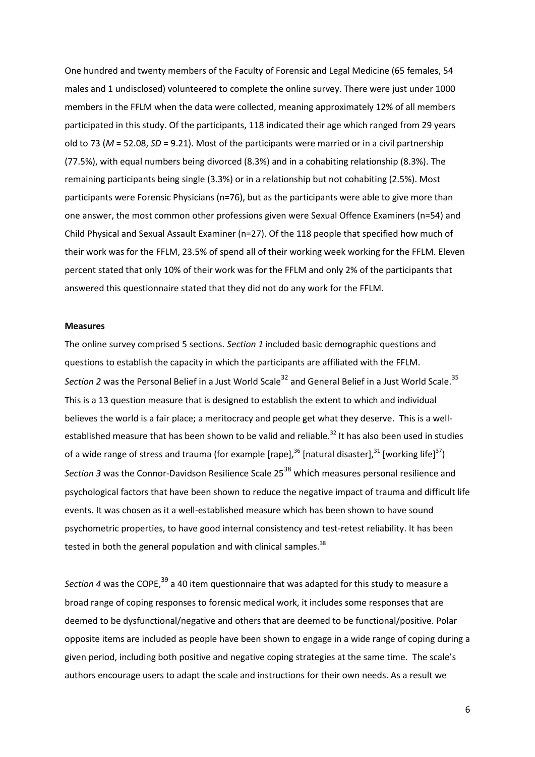One hundred and twenty members of the Faculty of Forensic and Legal Medicine (65 females, 54 males and 1 undisclosed) volunteered to complete the online survey. There were just under 1000 members in the FFLM when the data were collected, meaning approximately 12% of all members participated in this study. Of the participants, 118 indicated their age which ranged from 29 years old to 73 ($M$ = 52.08, $SD$ = 9.21). Most of the participants were married or in a civil partnership (77.5%), with equal numbers being divorced (8.3%) and in a cohabiting relationship (8.3%). The remaining participants being single (3.3%) or in a relationship but not cohabiting (2.5%). Most participants were Forensic Physicians (n=76), but as the participants were able to give more than one answer, the most common other professions given were Sexual Offence Examiners (n=54) and Child Physical and Sexual Assault Examiner (n=27). Of the 118 people that specified how much of their work was for the FFLM, 23.5% of spend all of their working week working for the FFLM. Eleven percent stated that only 10% of their work was for the FFLM and only 2% of the participants that answered this questionnaire stated that they did not do any work for the FFLM.

**Measures**

The online survey comprised 5 sections. *Section 1* included basic demographic questions and questions to establish the capacity in which the participants are affiliated with the FFLM. *Section 2* was the Personal Belief in a Just World Scale[32] and General Belief in a Just World Scale.[35] This is a 13 question measure that is designed to establish the extent to which and individual believes the world is a fair place; a meritocracy and people get what they deserve. This is a well-established measure that has been shown to be valid and reliable.[32] It has also been used in studies of a wide range of stress and trauma (for example [rape],[36] [natural disaster],[31] [working life][37]) *Section 3* was the Connor-Davidson Resilience Scale 25[38] which measures personal resilience and psychological factors that have been shown to reduce the negative impact of trauma and difficult life events. It was chosen as it a well-established measure which has been shown to have sound psychometric properties, to have good internal consistency and test-retest reliability. It has been tested in both the general population and with clinical samples.[38]

*Section 4* was the COPE,[39] a 40 item questionnaire that was adapted for this study to measure a broad range of coping responses to forensic medical work, it includes some responses that are deemed to be dysfunctional/negative and others that are deemed to be functional/positive. Polar opposite items are included as people have been shown to engage in a wide range of coping during a given period, including both positive and negative coping strategies at the same time. The scale's authors encourage users to adapt the scale and instructions for their own needs. As a result we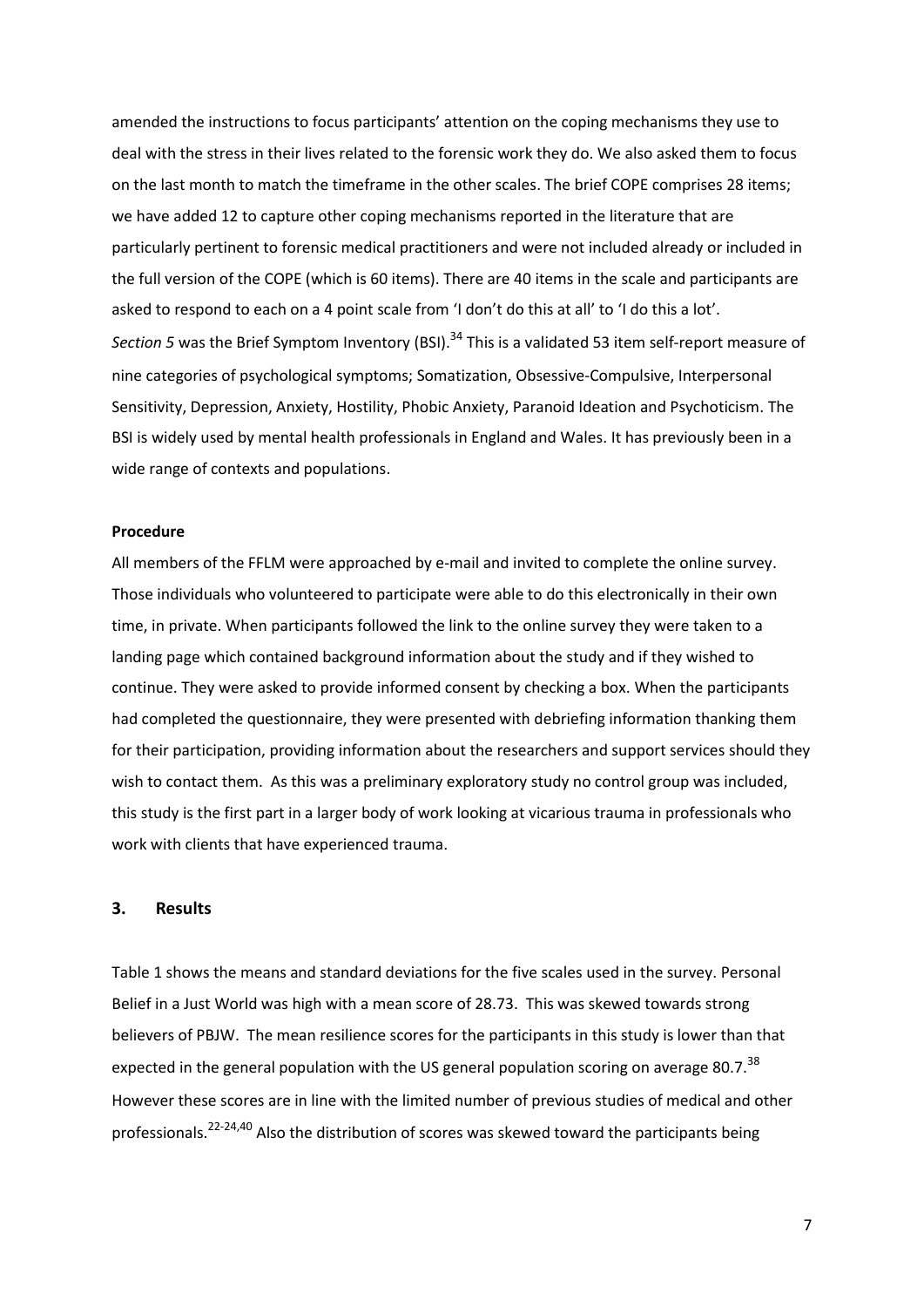amended the instructions to focus participants' attention on the coping mechanisms they use to deal with the stress in their lives related to the forensic work they do. We also asked them to focus on the last month to match the timeframe in the other scales. The brief COPE comprises 28 items; we have added 12 to capture other coping mechanisms reported in the literature that are particularly pertinent to forensic medical practitioners and were not included already or included in the full version of the COPE (which is 60 items). There are 40 items in the scale and participants are asked to respond to each on a 4 point scale from 'I don't do this at all' to 'I do this a lot'.

*Section 5* was the Brief Symptom Inventory (BSI).[34] This is a validated 53 item self-report measure of nine categories of psychological symptoms; Somatization, Obsessive-Compulsive, Interpersonal Sensitivity, Depression, Anxiety, Hostility, Phobic Anxiety, Paranoid Ideation and Psychoticism. The BSI is widely used by mental health professionals in England and Wales. It has previously been in a wide range of contexts and populations.

**Procedure**

All members of the FFLM were approached by e-mail and invited to complete the online survey. Those individuals who volunteered to participate were able to do this electronically in their own time, in private. When participants followed the link to the online survey they were taken to a landing page which contained background information about the study and if they wished to continue. They were asked to provide informed consent by checking a box. When the participants had completed the questionnaire, they were presented with debriefing information thanking them for their participation, providing information about the researchers and support services should they wish to contact them. As this was a preliminary exploratory study no control group was included, this study is the first part in a larger body of work looking at vicarious trauma in professionals who work with clients that have experienced trauma.

## 3. Results

Table 1 shows the means and standard deviations for the five scales used in the survey. Personal Belief in a Just World was high with a mean score of 28.73. This was skewed towards strong believers of PBJW. The mean resilience scores for the participants in this study is lower than that expected in the general population with the US general population scoring on average 80.7.[38] However these scores are in line with the limited number of previous studies of medical and other professionals.[22-24,40] Also the distribution of scores was skewed toward the participants being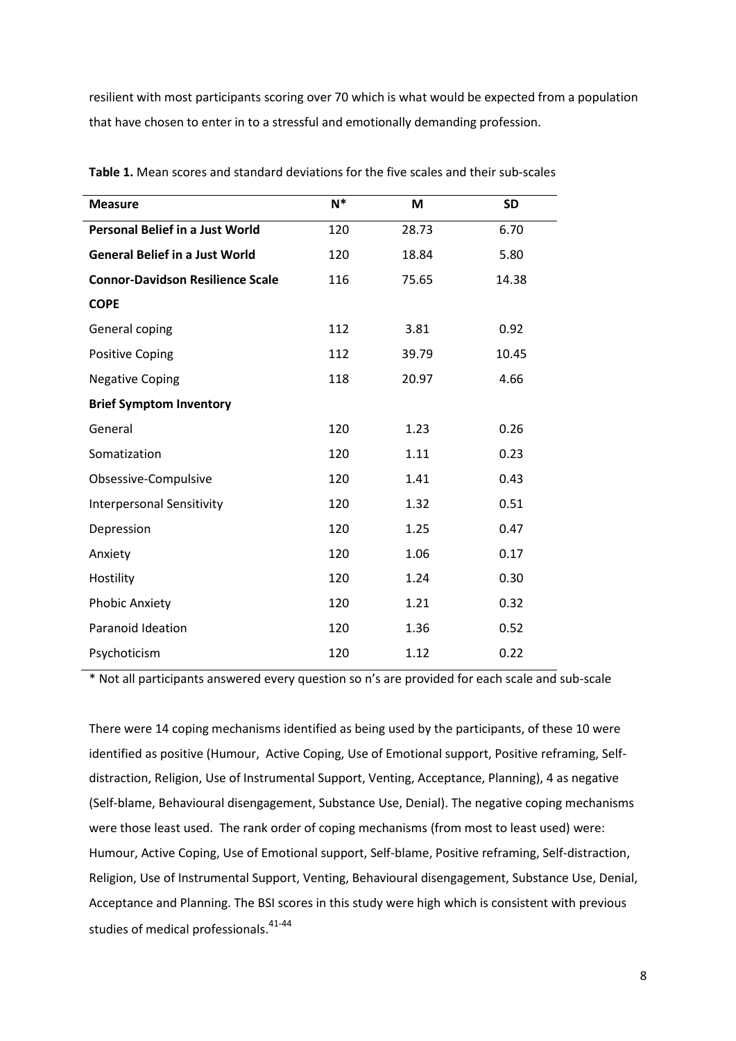resilient with most participants scoring over 70 which is what would be expected from a population that have chosen to enter in to a stressful and emotionally demanding profession.

**Table 1.** Mean scores and standard deviations for the five scales and their sub-scales

| Measure | N* | M | SD |
|---|---|---|---|
| **Personal Belief in a Just World** | 120 | 28.73 | 6.70 |
| **General Belief in a Just World** | 120 | 18.84 | 5.80 |
| **Connor-Davidson Resilience Scale** | 116 | 75.65 | 14.38 |
| **COPE** | | | |
| General coping | 112 | 3.81 | 0.92 |
| Positive Coping | 112 | 39.79 | 10.45 |
| Negative Coping | 118 | 20.97 | 4.66 |
| **Brief Symptom Inventory** | | | |
| General | 120 | 1.23 | 0.26 |
| Somatization | 120 | 1.11 | 0.23 |
| Obsessive-Compulsive | 120 | 1.41 | 0.43 |
| Interpersonal Sensitivity | 120 | 1.32 | 0.51 |
| Depression | 120 | 1.25 | 0.47 |
| Anxiety | 120 | 1.06 | 0.17 |
| Hostility | 120 | 1.24 | 0.30 |
| Phobic Anxiety | 120 | 1.21 | 0.32 |
| Paranoid Ideation | 120 | 1.36 | 0.52 |
| Psychoticism | 120 | 1.12 | 0.22 |

\* Not all participants answered every question so n's are provided for each scale and sub-scale

There were 14 coping mechanisms identified as being used by the participants, of these 10 were identified as positive (Humour, Active Coping, Use of Emotional support, Positive reframing, Self-distraction, Religion, Use of Instrumental Support, Venting, Acceptance, Planning), 4 as negative (Self-blame, Behavioural disengagement, Substance Use, Denial). The negative coping mechanisms were those least used. The rank order of coping mechanisms (from most to least used) were: Humour, Active Coping, Use of Emotional support, Self-blame, Positive reframing, Self-distraction, Religion, Use of Instrumental Support, Venting, Behavioural disengagement, Substance Use, Denial, Acceptance and Planning. The BSI scores in this study were high which is consistent with previous studies of medical professionals.[41-44]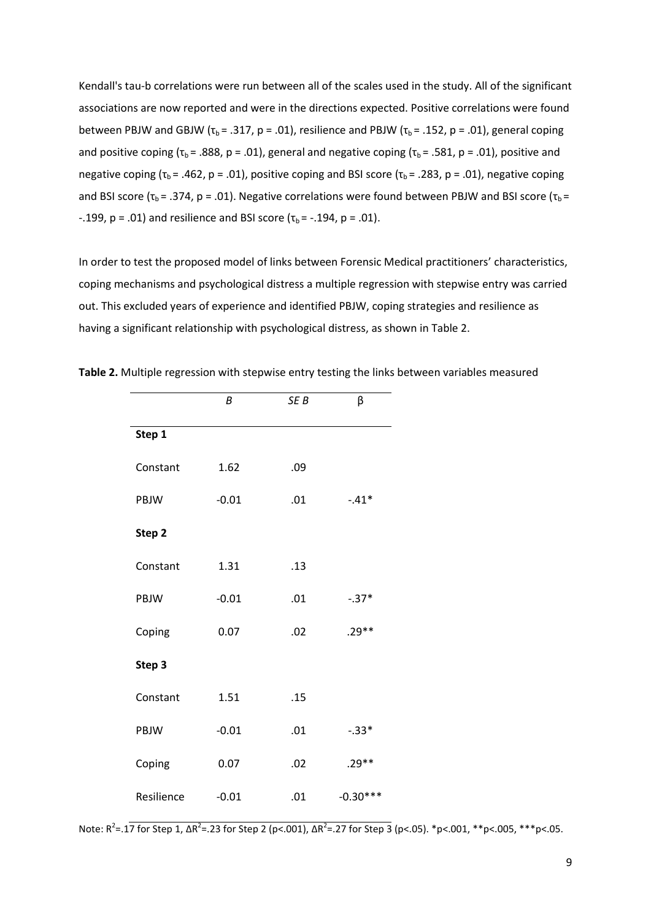Kendall's tau-b correlations were run between all of the scales used in the study. All of the significant associations are now reported and were in the directions expected. Positive correlations were found between PBJW and GBJW ($\tau_b = .317$, $p = .01$), resilience and PBJW ($\tau_b = .152$, $p = .01$), general coping and positive coping ($\tau_b = .888$, $p = .01$), general and negative coping ($\tau_b = .581$, $p = .01$), positive and negative coping ($\tau_b = .462$, $p = .01$), positive coping and BSI score ($\tau_b = .283$, $p = .01$), negative coping and BSI score ($\tau_b = .374$, $p = .01$). Negative correlations were found between PBJW and BSI score ($\tau_b = -.199$, $p = .01$) and resilience and BSI score ($\tau_b = -.194$, $p = .01$).

In order to test the proposed model of links between Forensic Medical practitioners' characteristics, coping mechanisms and psychological distress a multiple regression with stepwise entry was carried out. This excluded years of experience and identified PBJW, coping strategies and resilience as having a significant relationship with psychological distress, as shown in Table 2.

**Table 2.** Multiple regression with stepwise entry testing the links between variables measured

| | *B* | *SE B* | β |
|---|---|---|---|
| **Step 1** | | | |
| Constant | 1.62 | .09 | |
| PBJW | -0.01 | .01 | -.41* |
| **Step 2** | | | |
| Constant | 1.31 | .13 | |
| PBJW | -0.01 | .01 | -.37* |
| Coping | 0.07 | .02 | .29** |
| **Step 3** | | | |
| Constant | 1.51 | .15 | |
| PBJW | -0.01 | .01 | -.33* |
| Coping | 0.07 | .02 | .29** |
| Resilience | -0.01 | .01 | -0.30*** |

Note: $R^2$=.17 for Step 1, $\Delta R^2$=.23 for Step 2 ($p<.001$), $\Delta R^2$=.27 for Step 3 ($p<.05$). *$p<.001$, **$p<.005$, ***$p<.05$.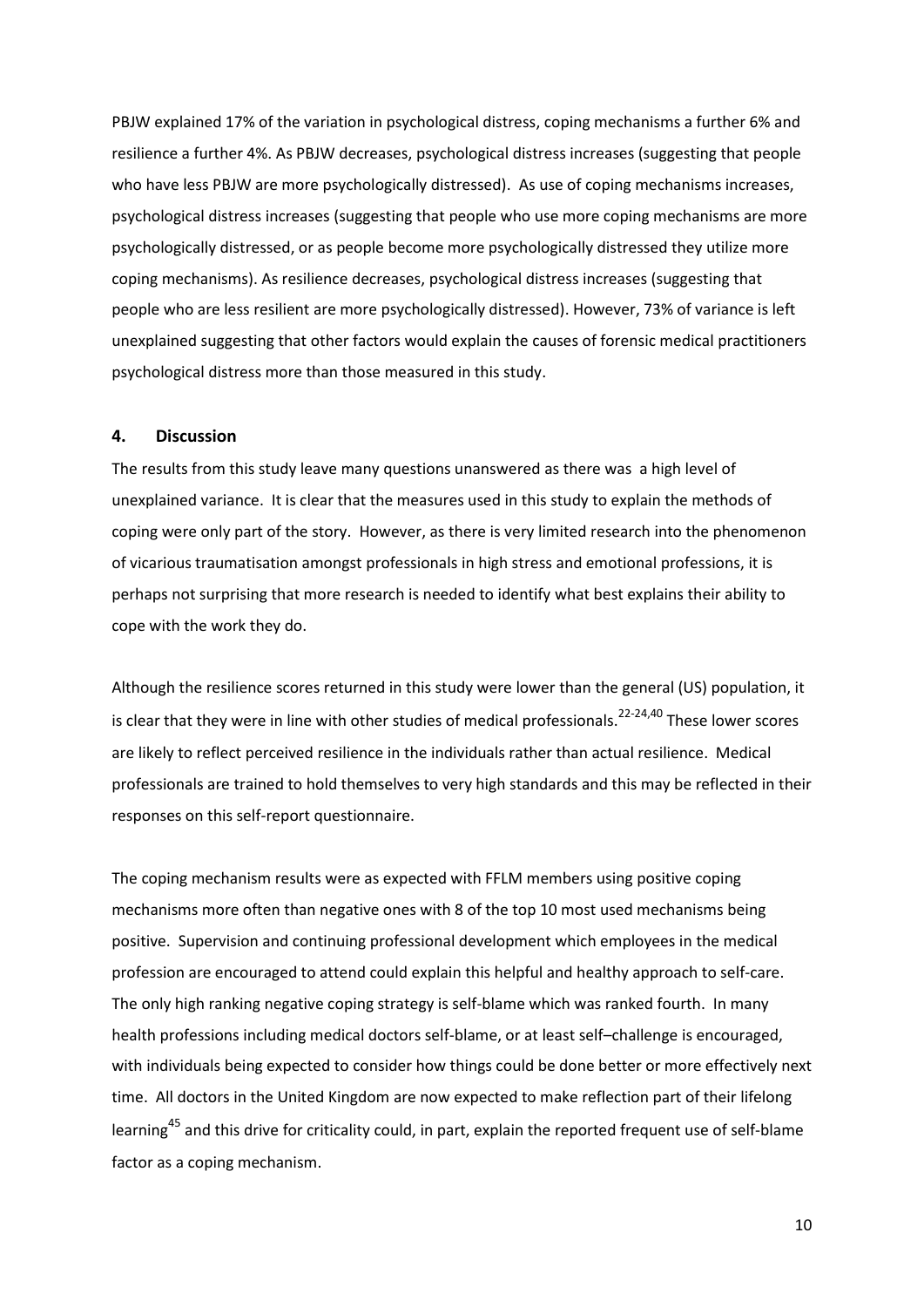PBJW explained 17% of the variation in psychological distress, coping mechanisms a further 6% and resilience a further 4%. As PBJW decreases, psychological distress increases (suggesting that people who have less PBJW are more psychologically distressed). As use of coping mechanisms increases, psychological distress increases (suggesting that people who use more coping mechanisms are more psychologically distressed, or as people become more psychologically distressed they utilize more coping mechanisms). As resilience decreases, psychological distress increases (suggesting that people who are less resilient are more psychologically distressed). However, 73% of variance is left unexplained suggesting that other factors would explain the causes of forensic medical practitioners psychological distress more than those measured in this study.

## 4. Discussion

The results from this study leave many questions unanswered as there was a high level of unexplained variance. It is clear that the measures used in this study to explain the methods of coping were only part of the story. However, as there is very limited research into the phenomenon of vicarious traumatisation amongst professionals in high stress and emotional professions, it is perhaps not surprising that more research is needed to identify what best explains their ability to cope with the work they do.

Although the resilience scores returned in this study were lower than the general (US) population, it is clear that they were in line with other studies of medical professionals.[22-24,40] These lower scores are likely to reflect perceived resilience in the individuals rather than actual resilience. Medical professionals are trained to hold themselves to very high standards and this may be reflected in their responses on this self-report questionnaire.

The coping mechanism results were as expected with FFLM members using positive coping mechanisms more often than negative ones with 8 of the top 10 most used mechanisms being positive. Supervision and continuing professional development which employees in the medical profession are encouraged to attend could explain this helpful and healthy approach to self-care. The only high ranking negative coping strategy is self-blame which was ranked fourth. In many health professions including medical doctors self-blame, or at least self–challenge is encouraged, with individuals being expected to consider how things could be done better or more effectively next time. All doctors in the United Kingdom are now expected to make reflection part of their lifelong learning[45] and this drive for criticality could, in part, explain the reported frequent use of self-blame factor as a coping mechanism.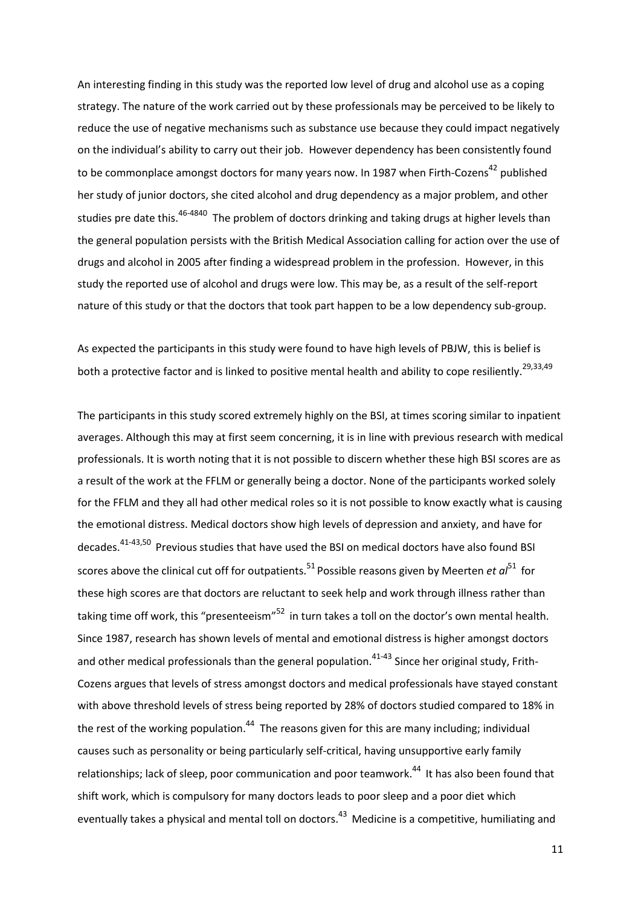An interesting finding in this study was the reported low level of drug and alcohol use as a coping strategy. The nature of the work carried out by these professionals may be perceived to be likely to reduce the use of negative mechanisms such as substance use because they could impact negatively on the individual's ability to carry out their job. However dependency has been consistently found to be commonplace amongst doctors for many years now. In 1987 when Firth-Cozens[42] published her study of junior doctors, she cited alcohol and drug dependency as a major problem, and other studies pre date this.[46-4840] The problem of doctors drinking and taking drugs at higher levels than the general population persists with the British Medical Association calling for action over the use of drugs and alcohol in 2005 after finding a widespread problem in the profession. However, in this study the reported use of alcohol and drugs were low. This may be, as a result of the self-report nature of this study or that the doctors that took part happen to be a low dependency sub-group.

As expected the participants in this study were found to have high levels of PBJW, this is belief is both a protective factor and is linked to positive mental health and ability to cope resiliently.[29,33,49]

The participants in this study scored extremely highly on the BSI, at times scoring similar to inpatient averages. Although this may at first seem concerning, it is in line with previous research with medical professionals. It is worth noting that it is not possible to discern whether these high BSI scores are as a result of the work at the FFLM or generally being a doctor. None of the participants worked solely for the FFLM and they all had other medical roles so it is not possible to know exactly what is causing the emotional distress. Medical doctors show high levels of depression and anxiety, and have for decades.[41-43,50] Previous studies that have used the BSI on medical doctors have also found BSI scores above the clinical cut off for outpatients.[51] Possible reasons given by Meerten *et al*[51] for these high scores are that doctors are reluctant to seek help and work through illness rather than taking time off work, this "presenteeism"[52] in turn takes a toll on the doctor's own mental health. Since 1987, research has shown levels of mental and emotional distress is higher amongst doctors and other medical professionals than the general population.[41-43] Since her original study, Firth-Cozens argues that levels of stress amongst doctors and medical professionals have stayed constant with above threshold levels of stress being reported by 28% of doctors studied compared to 18% in the rest of the working population.[44] The reasons given for this are many including; individual causes such as personality or being particularly self-critical, having unsupportive early family relationships; lack of sleep, poor communication and poor teamwork.[44] It has also been found that shift work, which is compulsory for many doctors leads to poor sleep and a poor diet which eventually takes a physical and mental toll on doctors.[43] Medicine is a competitive, humiliating and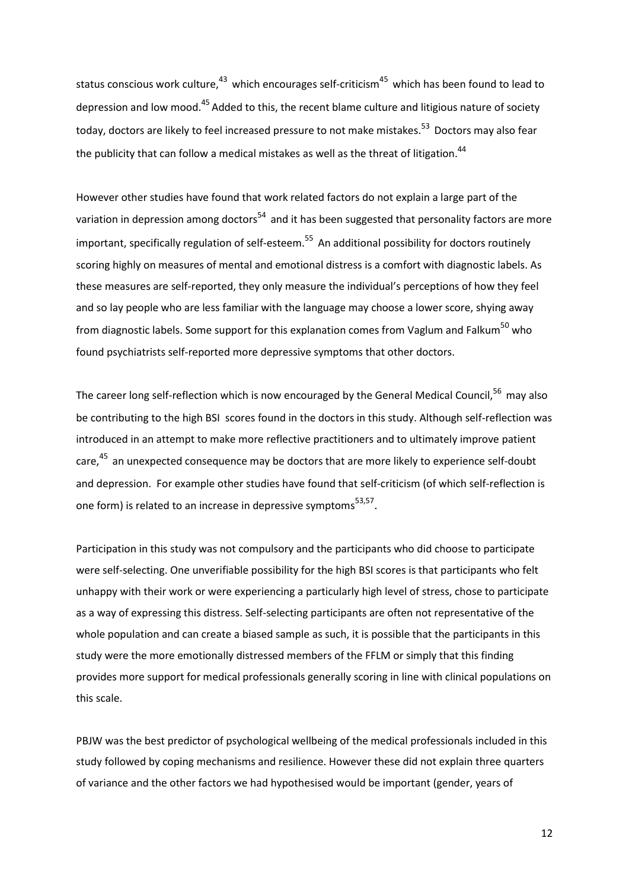status conscious work culture,[43] which encourages self-criticism[45] which has been found to lead to depression and low mood.[45] Added to this, the recent blame culture and litigious nature of society today, doctors are likely to feel increased pressure to not make mistakes.[53] Doctors may also fear the publicity that can follow a medical mistakes as well as the threat of litigation.[44]

However other studies have found that work related factors do not explain a large part of the variation in depression among doctors[54] and it has been suggested that personality factors are more important, specifically regulation of self-esteem.[55] An additional possibility for doctors routinely scoring highly on measures of mental and emotional distress is a comfort with diagnostic labels. As these measures are self-reported, they only measure the individual's perceptions of how they feel and so lay people who are less familiar with the language may choose a lower score, shying away from diagnostic labels. Some support for this explanation comes from Vaglum and Falkum[50] who found psychiatrists self-reported more depressive symptoms that other doctors.

The career long self-reflection which is now encouraged by the General Medical Council,[56] may also be contributing to the high BSI scores found in the doctors in this study. Although self-reflection was introduced in an attempt to make more reflective practitioners and to ultimately improve patient care,[45] an unexpected consequence may be doctors that are more likely to experience self-doubt and depression. For example other studies have found that self-criticism (of which self-reflection is one form) is related to an increase in depressive symptoms[53,57].

Participation in this study was not compulsory and the participants who did choose to participate were self-selecting. One unverifiable possibility for the high BSI scores is that participants who felt unhappy with their work or were experiencing a particularly high level of stress, chose to participate as a way of expressing this distress. Self-selecting participants are often not representative of the whole population and can create a biased sample as such, it is possible that the participants in this study were the more emotionally distressed members of the FFLM or simply that this finding provides more support for medical professionals generally scoring in line with clinical populations on this scale.

PBJW was the best predictor of psychological wellbeing of the medical professionals included in this study followed by coping mechanisms and resilience. However these did not explain three quarters of variance and the other factors we had hypothesised would be important (gender, years of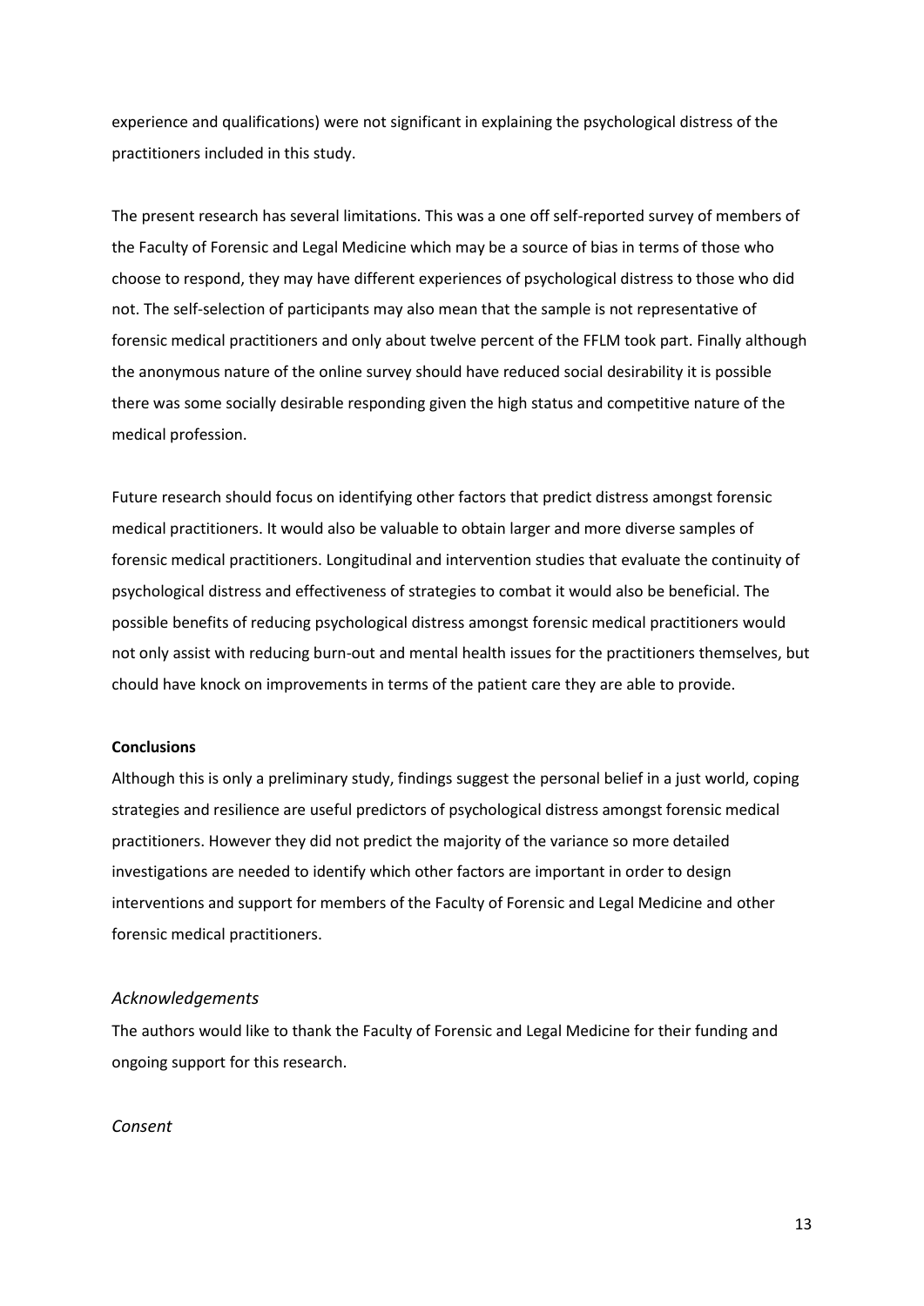experience and qualifications) were not significant in explaining the psychological distress of the practitioners included in this study.

The present research has several limitations. This was a one off self-reported survey of members of the Faculty of Forensic and Legal Medicine which may be a source of bias in terms of those who choose to respond, they may have different experiences of psychological distress to those who did not. The self-selection of participants may also mean that the sample is not representative of forensic medical practitioners and only about twelve percent of the FFLM took part. Finally although the anonymous nature of the online survey should have reduced social desirability it is possible there was some socially desirable responding given the high status and competitive nature of the medical profession.

Future research should focus on identifying other factors that predict distress amongst forensic medical practitioners. It would also be valuable to obtain larger and more diverse samples of forensic medical practitioners. Longitudinal and intervention studies that evaluate the continuity of psychological distress and effectiveness of strategies to combat it would also be beneficial. The possible benefits of reducing psychological distress amongst forensic medical practitioners would not only assist with reducing burn-out and mental health issues for the practitioners themselves, but chould have knock on improvements in terms of the patient care they are able to provide.

**Conclusions**

Although this is only a preliminary study, findings suggest the personal belief in a just world, coping strategies and resilience are useful predictors of psychological distress amongst forensic medical practitioners. However they did not predict the majority of the variance so more detailed investigations are needed to identify which other factors are important in order to design interventions and support for members of the Faculty of Forensic and Legal Medicine and other forensic medical practitioners.

*Acknowledgements*

The authors would like to thank the Faculty of Forensic and Legal Medicine for their funding and ongoing support for this research.

*Consent*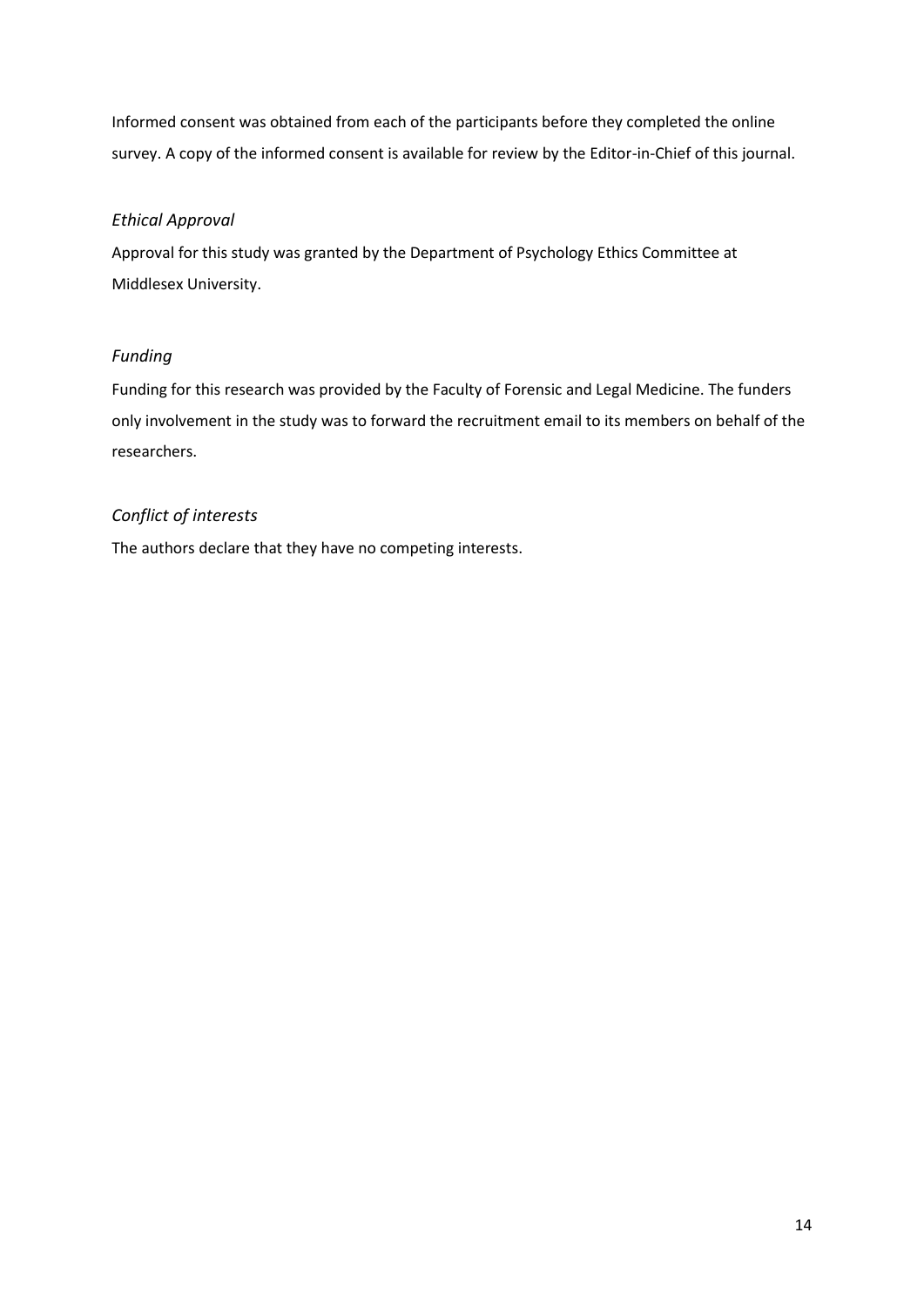Informed consent was obtained from each of the participants before they completed the online survey. A copy of the informed consent is available for review by the Editor-in-Chief of this journal.

### *Ethical Approval*

Approval for this study was granted by the Department of Psychology Ethics Committee at Middlesex University.

### *Funding*

Funding for this research was provided by the Faculty of Forensic and Legal Medicine. The funders only involvement in the study was to forward the recruitment email to its members on behalf of the researchers.

### *Conflict of interests*

The authors declare that they have no competing interests.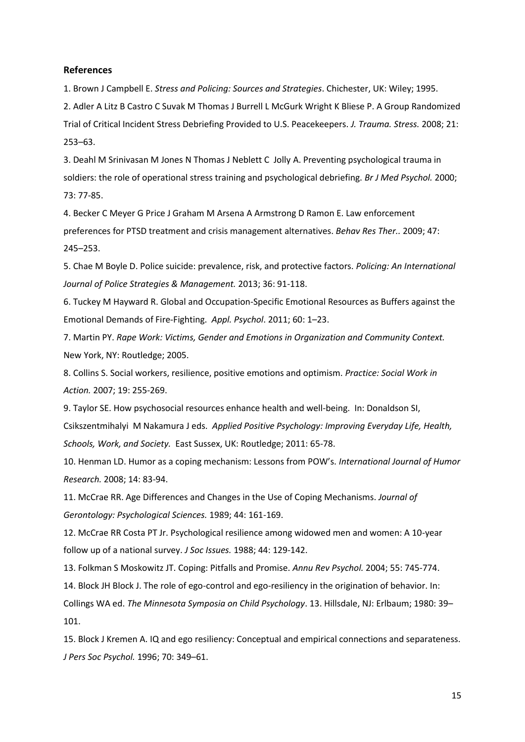### References

1. Brown J Campbell E. *Stress and Policing: Sources and Strategies*. Chichester, UK: Wiley; 1995.

2. Adler A Litz B Castro C Suvak M Thomas J Burrell L McGurk Wright K Bliese P. A Group Randomized Trial of Critical Incident Stress Debriefing Provided to U.S. Peacekeepers. *J. Trauma. Stress.* 2008; 21: 253–63.

3. Deahl M Srinivasan M Jones N Thomas J Neblett C Jolly A. Preventing psychological trauma in soldiers: the role of operational stress training and psychological debriefing. *Br J Med Psychol.* 2000; 73: 77-85.

4. Becker C Meyer G Price J Graham M Arsena A Armstrong D Ramon E. Law enforcement preferences for PTSD treatment and crisis management alternatives. *Behav Res Ther..* 2009; 47: 245–253.

5. Chae M Boyle D. Police suicide: prevalence, risk, and protective factors. *Policing: An International Journal of Police Strategies & Management.* 2013; 36: 91-118.

6. Tuckey M Hayward R. Global and Occupation-Specific Emotional Resources as Buffers against the Emotional Demands of Fire-Fighting. *Appl. Psychol*. 2011; 60: 1–23.

7. Martin PY. *Rape Work: Victims, Gender and Emotions in Organization and Community Context.* New York, NY: Routledge; 2005.

8. Collins S. Social workers, resilience, positive emotions and optimism. *Practice: Social Work in Action.* 2007; 19: 255-269.

9. Taylor SE. How psychosocial resources enhance health and well-being. In: Donaldson SI, Csikszentmihalyi M Nakamura J eds. *Applied Positive Psychology: Improving Everyday Life, Health, Schools, Work, and Society.* East Sussex, UK: Routledge; 2011: 65-78.

10. Henman LD. Humor as a coping mechanism: Lessons from POW's. *International Journal of Humor Research.* 2008; 14: 83-94.

11. McCrae RR. Age Differences and Changes in the Use of Coping Mechanisms. *Journal of Gerontology: Psychological Sciences.* 1989; 44: 161-169.

12. McCrae RR Costa PT Jr. Psychological resilience among widowed men and women: A 10-year follow up of a national survey. *J Soc Issues.* 1988; 44: 129-142.

13. Folkman S Moskowitz JT. Coping: Pitfalls and Promise. *Annu Rev Psychol.* 2004; 55: 745-774.

14. Block JH Block J. The role of ego-control and ego-resiliency in the origination of behavior. In: Collings WA ed. *The Minnesota Symposia on Child Psychology*. 13. Hillsdale, NJ: Erlbaum; 1980: 39–101.

15. Block J Kremen A. IQ and ego resiliency: Conceptual and empirical connections and separateness. *J Pers Soc Psychol.* 1996; 70: 349–61.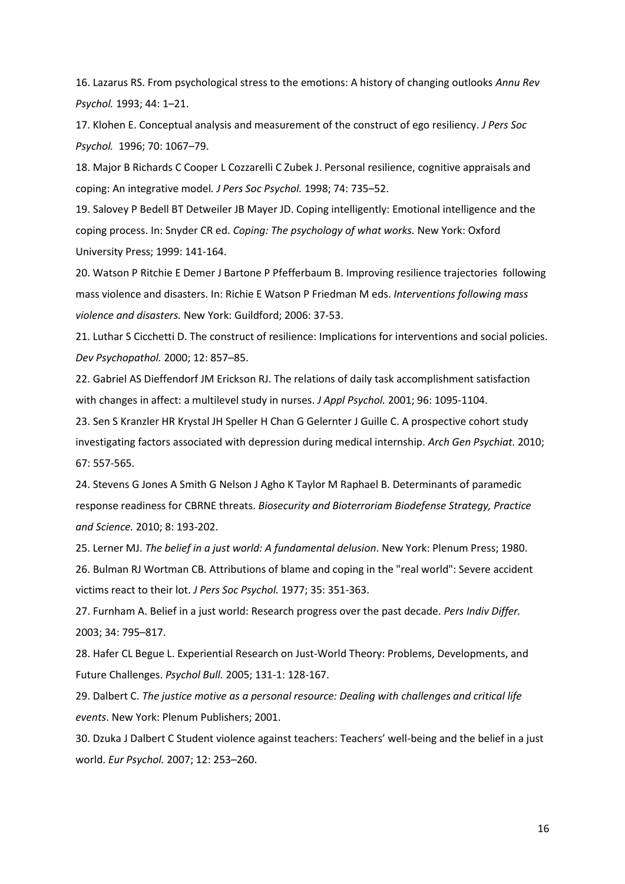16. Lazarus RS. From psychological stress to the emotions: A history of changing outlooks *Annu Rev Psychol.* 1993; 44: 1–21.

17. Klohen E. Conceptual analysis and measurement of the construct of ego resiliency. *J Pers Soc Psychol.* 1996; 70: 1067–79.

18. Major B Richards C Cooper L Cozzarelli C Zubek J. Personal resilience, cognitive appraisals and coping: An integrative model. *J Pers Soc Psychol.* 1998; 74: 735–52.

19. Salovey P Bedell BT Detweiler JB Mayer JD. Coping intelligently: Emotional intelligence and the coping process. In: Snyder CR ed. *Coping: The psychology of what works.* New York: Oxford University Press; 1999: 141-164.

20. Watson P Ritchie E Demer J Bartone P Pfefferbaum B. Improving resilience trajectories following mass violence and disasters. In: Richie E Watson P Friedman M eds. *Interventions following mass violence and disasters.* New York: Guildford; 2006: 37-53.

21. Luthar S Cicchetti D. The construct of resilience: Implications for interventions and social policies. *Dev Psychopathol.* 2000; 12: 857–85.

22. Gabriel AS Dieffendorf JM Erickson RJ. The relations of daily task accomplishment satisfaction with changes in affect: a multilevel study in nurses. *J Appl Psychol.* 2001; 96: 1095-1104.

23. Sen S Kranzler HR Krystal JH Speller H Chan G Gelernter J Guille C. A prospective cohort study investigating factors associated with depression during medical internship. *Arch Gen Psychiat.* 2010; 67: 557-565.

24. Stevens G Jones A Smith G Nelson J Agho K Taylor M Raphael B. Determinants of paramedic response readiness for CBRNE threats. *Biosecurity and Bioterroriam Biodefense Strategy, Practice and Science.* 2010; 8: 193-202.

25. Lerner MJ. *The belief in a just world: A fundamental delusion*. New York: Plenum Press; 1980.

26. Bulman RJ Wortman CB. Attributions of blame and coping in the "real world": Severe accident victims react to their lot. *J Pers Soc Psychol.* 1977; 35: 351-363.

27. Furnham A. Belief in a just world: Research progress over the past decade. *Pers Indiv Differ.* 2003; 34: 795–817.

28. Hafer CL Begue L. Experiential Research on Just-World Theory: Problems, Developments, and Future Challenges. *Psychol Bull.* 2005; 131-1: 128-167.

29. Dalbert C. *The justice motive as a personal resource: Dealing with challenges and critical life events*. New York: Plenum Publishers; 2001.

30. Dzuka J Dalbert C Student violence against teachers: Teachers' well-being and the belief in a just world. *Eur Psychol.* 2007; 12: 253–260.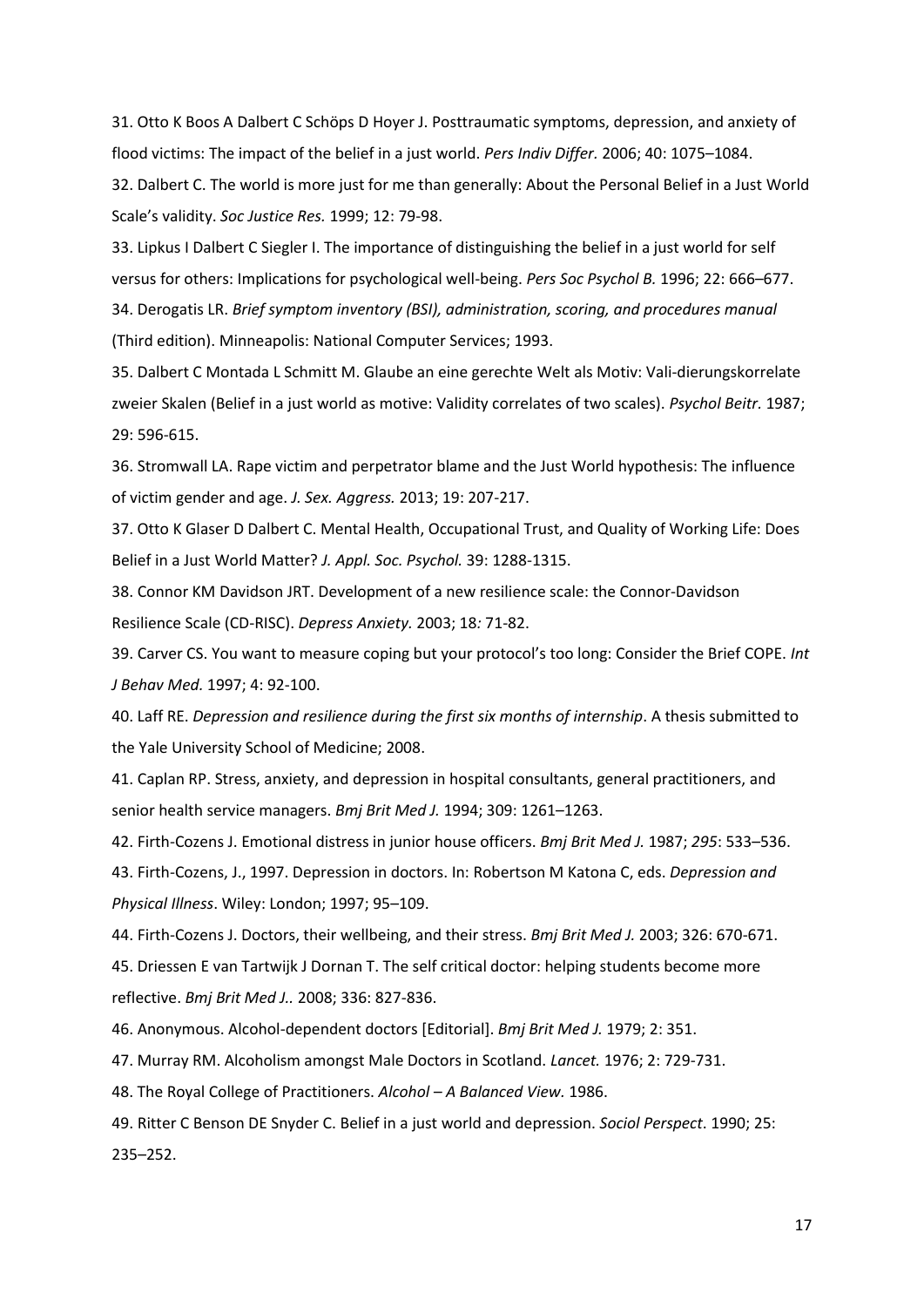31. Otto K Boos A Dalbert C Schöps D Hoyer J. Posttraumatic symptoms, depression, and anxiety of flood victims: The impact of the belief in a just world. *Pers Indiv Differ.* 2006; 40: 1075–1084.

32. Dalbert C. The world is more just for me than generally: About the Personal Belief in a Just World Scale's validity. *Soc Justice Res.* 1999; 12: 79-98.

33. Lipkus I Dalbert C Siegler I. The importance of distinguishing the belief in a just world for self versus for others: Implications for psychological well-being. *Pers Soc Psychol B.* 1996; 22: 666–677.

34. Derogatis LR. *Brief symptom inventory (BSI), administration, scoring, and procedures manual* (Third edition). Minneapolis: National Computer Services; 1993.

35. Dalbert C Montada L Schmitt M. Glaube an eine gerechte Welt als Motiv: Vali-dierungskorrelate zweier Skalen (Belief in a just world as motive: Validity correlates of two scales). *Psychol Beitr.* 1987; 29: 596-615.

36. Stromwall LA. Rape victim and perpetrator blame and the Just World hypothesis: The influence of victim gender and age. *J. Sex. Aggress.* 2013; 19: 207-217.

37. Otto K Glaser D Dalbert C. Mental Health, Occupational Trust, and Quality of Working Life: Does Belief in a Just World Matter? *J. Appl. Soc. Psychol.* 39: 1288-1315.

38. Connor KM Davidson JRT. Development of a new resilience scale: the Connor-Davidson Resilience Scale (CD-RISC). *Depress Anxiety.* 2003; 18*:* 71-82.

39. Carver CS. You want to measure coping but your protocol's too long: Consider the Brief COPE. *Int J Behav Med.* 1997; 4: 92-100.

40. Laff RE. *Depression and resilience during the first six months of internship*. A thesis submitted to the Yale University School of Medicine; 2008.

41. Caplan RP. Stress, anxiety, and depression in hospital consultants, general practitioners, and senior health service managers. *Bmj Brit Med J.* 1994; 309: 1261–1263.

42. Firth-Cozens J. Emotional distress in junior house officers. *Bmj Brit Med J.* 1987; *295*: 533–536.

43. Firth-Cozens, J., 1997. Depression in doctors. In: Robertson M Katona C, eds. *Depression and Physical Illness*. Wiley: London; 1997; 95–109.

44. Firth-Cozens J. Doctors, their wellbeing, and their stress. *Bmj Brit Med J.* 2003; 326: 670-671.

45. Driessen E van Tartwijk J Dornan T. The self critical doctor: helping students become more reflective. *Bmj Brit Med J..* 2008; 336: 827-836.

46. Anonymous. Alcohol-dependent doctors [Editorial]. *Bmj Brit Med J.* 1979; 2: 351.

47. Murray RM. Alcoholism amongst Male Doctors in Scotland. *Lancet.* 1976; 2: 729-731.

48. The Royal College of Practitioners. *Alcohol – A Balanced View.* 1986.

49. Ritter C Benson DE Snyder C. Belief in a just world and depression. *Sociol Perspect*. 1990; 25: 235–252.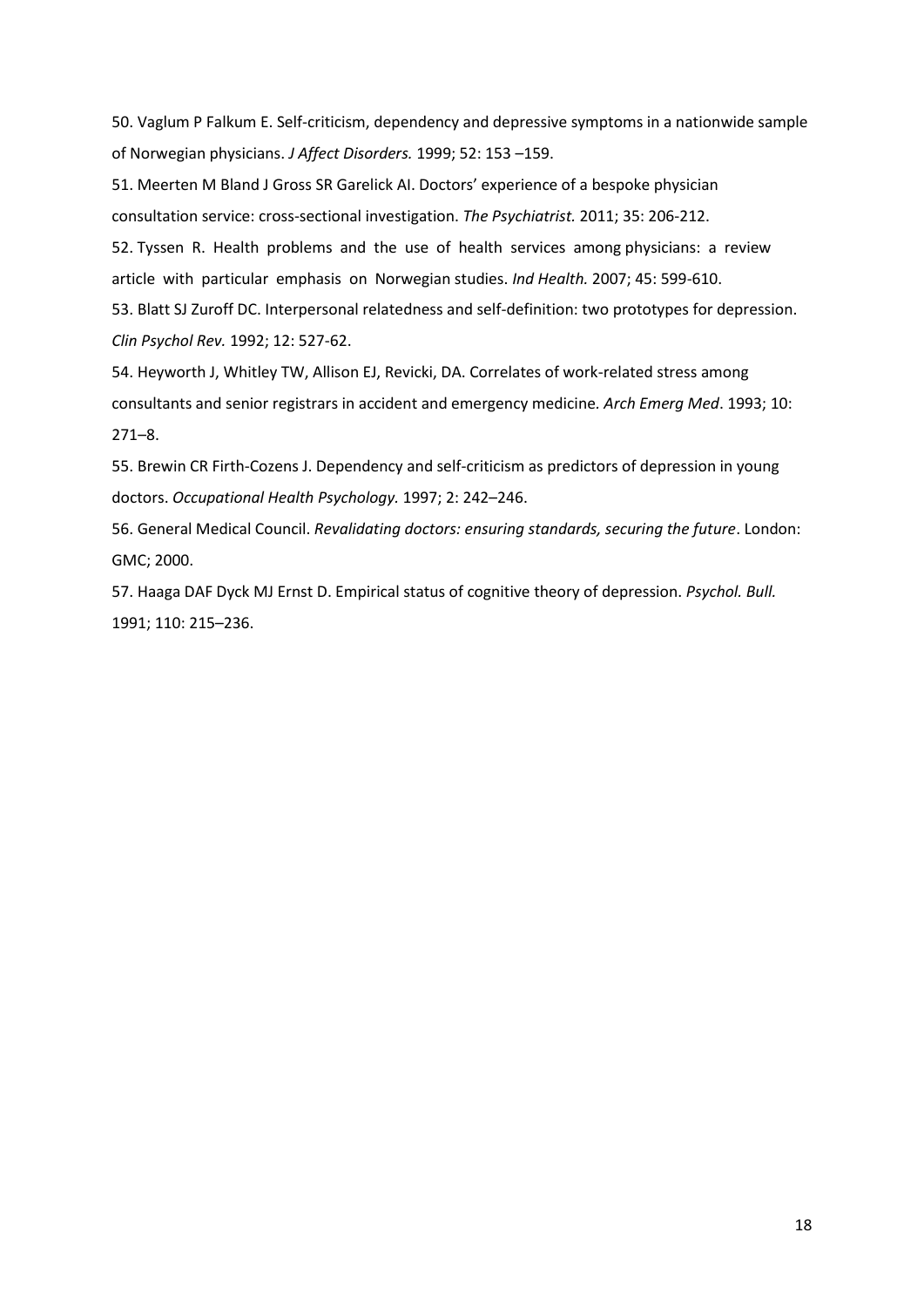50. Vaglum P Falkum E. Self-criticism, dependency and depressive symptoms in a nationwide sample of Norwegian physicians. *J Affect Disorders.* 1999; 52: 153 –159.

51. Meerten M Bland J Gross SR Garelick AI. Doctors' experience of a bespoke physician consultation service: cross-sectional investigation. *The Psychiatrist.* 2011; 35: 206-212.

52. Tyssen R. Health problems and the use of health services among physicians: a review article with particular emphasis on Norwegian studies. *Ind Health.* 2007; 45: 599-610.

53. Blatt SJ Zuroff DC. Interpersonal relatedness and self-definition: two prototypes for depression. *Clin Psychol Rev.* 1992; 12: 527-62.

54. Heyworth J, Whitley TW, Allison EJ, Revicki, DA. Correlates of work-related stress among consultants and senior registrars in accident and emergency medicine*. Arch Emerg Med*. 1993; 10: 271–8.

55. Brewin CR Firth-Cozens J. Dependency and self-criticism as predictors of depression in young doctors. *Occupational Health Psychology.* 1997; 2: 242–246.

56. General Medical Council. *Revalidating doctors: ensuring standards, securing the future*. London: GMC; 2000.

57. Haaga DAF Dyck MJ Ernst D. Empirical status of cognitive theory of depression. *Psychol. Bull.* 1991; 110: 215–236.